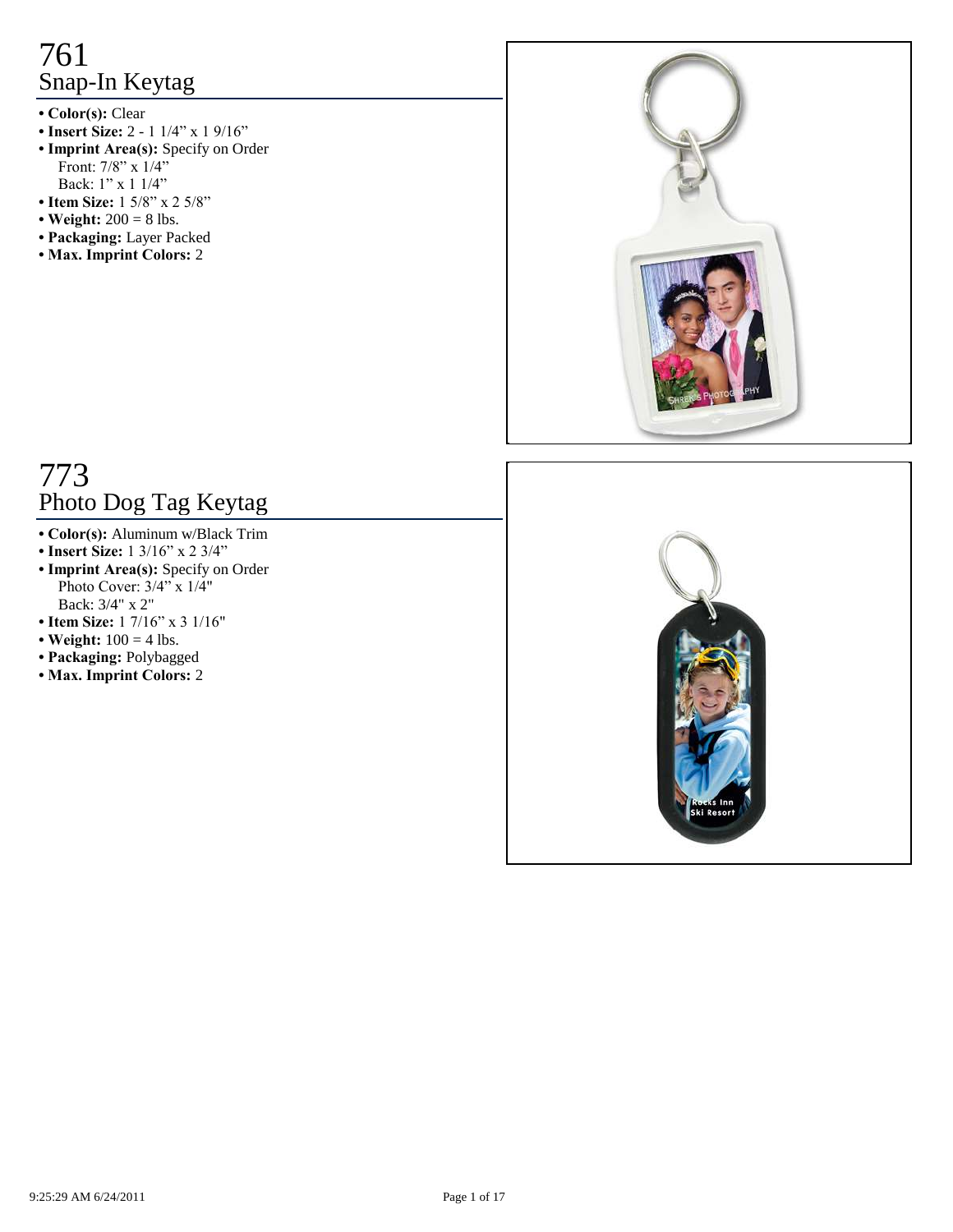# 761
## Snap-In Keytag

- **Color(s):** Clear
- **Insert Size:** 2 - 1 1/4” x 1 9/16”
- **Imprint Area(s):** Specify on Order
  Front: 7/8” x 1/4”
  Back: 1” x 1 1/4”
- **Item Size:** 1 5/8” x 2 5/8”
- **Weight:** 200 = 8 lbs.
- **Packaging:** Layer Packed
- **Max. Imprint Colors:** 2

# 773
## Photo Dog Tag Keytag

- **Color(s):** Aluminum w/Black Trim
- **Insert Size:** 1 3/16” x 2 3/4”
- **Imprint Area(s):** Specify on Order
  Photo Cover: 3/4” x 1/4"
  Back: 3/4" x 2"
- **Item Size:** 1 7/16” x 3 1/16"
- **Weight:** 100 = 4 lbs.
- **Packaging:** Polybagged
- **Max. Imprint Colors:** 2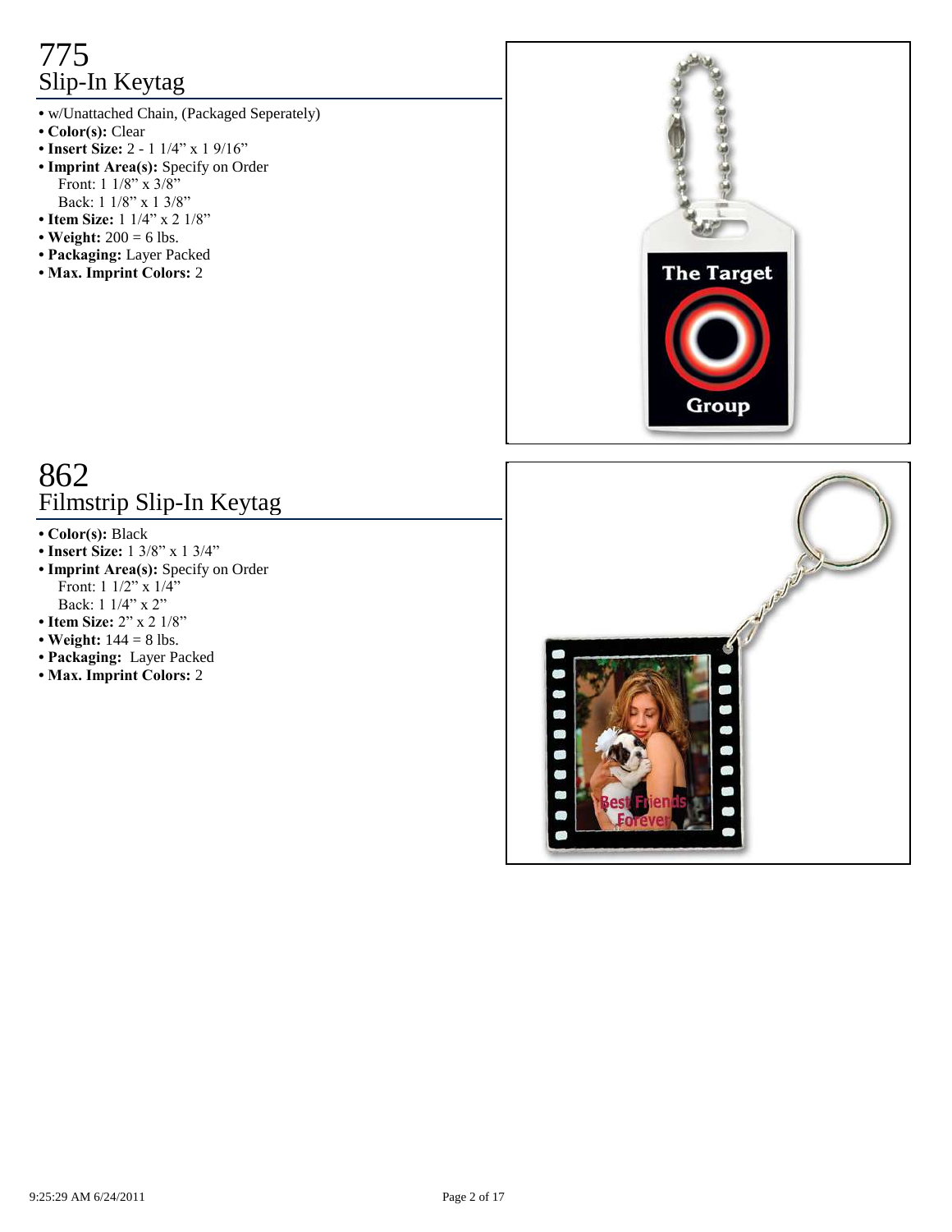# 775
## Slip-In Keytag

- w/Unattached Chain, (Packaged Seperately)
- **Color(s):** Clear
- **Insert Size:** 2 - 1 1/4" x 1 9/16"
- **Imprint Area(s):** Specify on Order
  Front: 1 1/8" x 3/8"
  Back: 1 1/8" x 1 3/8"
- **Item Size:** 1 1/4" x 2 1/8"
- **Weight:** 200 = 6 lbs.
- **Packaging:** Layer Packed
- **Max. Imprint Colors:** 2

# 862
## Filmstrip Slip-In Keytag

- **Color(s):** Black
- **Insert Size:** 1 3/8" x 1 3/4"
- **Imprint Area(s):** Specify on Order
  Front: 1 1/2" x 1/4"
  Back: 1 1/4" x 2"
- **Item Size:** 2" x 2 1/8"
- **Weight:** 144 = 8 lbs.
- **Packaging:** Layer Packed
- **Max. Imprint Colors:** 2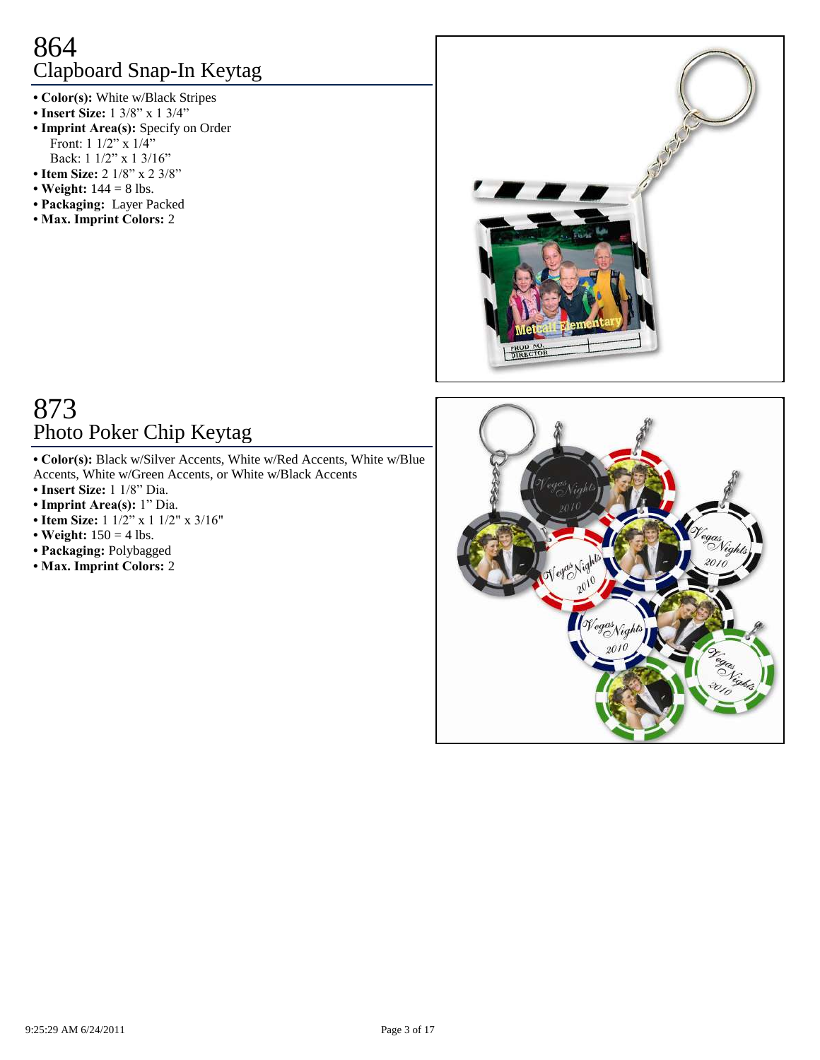# 864
## Clapboard Snap-In Keytag

- **Color(s):** White w/Black Stripes
- **Insert Size:** 1 3/8" x 1 3/4"
- **Imprint Area(s):** Specify on Order
  Front: 1 1/2" x 1/4"
  Back: 1 1/2" x 1 3/16"
- **Item Size:** 2 1/8" x 2 3/8"
- **Weight:** 144 = 8 lbs.
- **Packaging:** Layer Packed
- **Max. Imprint Colors:** 2

# 873
## Photo Poker Chip Keytag

- **Color(s):** Black w/Silver Accents, White w/Red Accents, White w/Blue Accents, White w/Green Accents, or White w/Black Accents
- **Insert Size:** 1 1/8" Dia.
- **Imprint Area(s):** 1" Dia.
- **Item Size:** 1 1/2" x 1 1/2" x 3/16"
- **Weight:** 150 = 4 lbs.
- **Packaging:** Polybagged
- **Max. Imprint Colors:** 2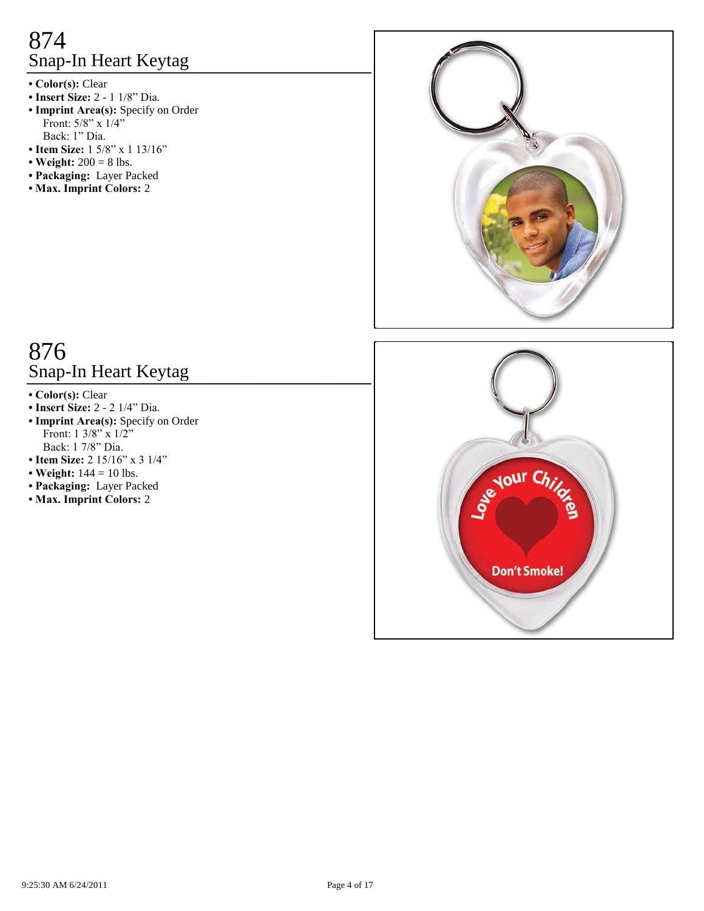# 874
## Snap-In Heart Keytag

- **Color(s):** Clear
- **Insert Size:** 2 - 1 1/8" Dia.
- **Imprint Area(s):** Specify on Order
  Front: 5/8" x 1/4"
  Back: 1" Dia.
- **Item Size:** 1 5/8" x 1 13/16"
- **Weight:** 200 = 8 lbs.
- **Packaging:** Layer Packed
- **Max. Imprint Colors:** 2

# 876
## Snap-In Heart Keytag

- **Color(s):** Clear
- **Insert Size:** 2 - 2 1/4" Dia.
- **Imprint Area(s):** Specify on Order
  Front: 1 3/8" x 1/2"
  Back: 1 7/8" Dia.
- **Item Size:** 2 15/16" x 3 1/4"
- **Weight:** 144 = 10 lbs.
- **Packaging:** Layer Packed
- **Max. Imprint Colors:** 2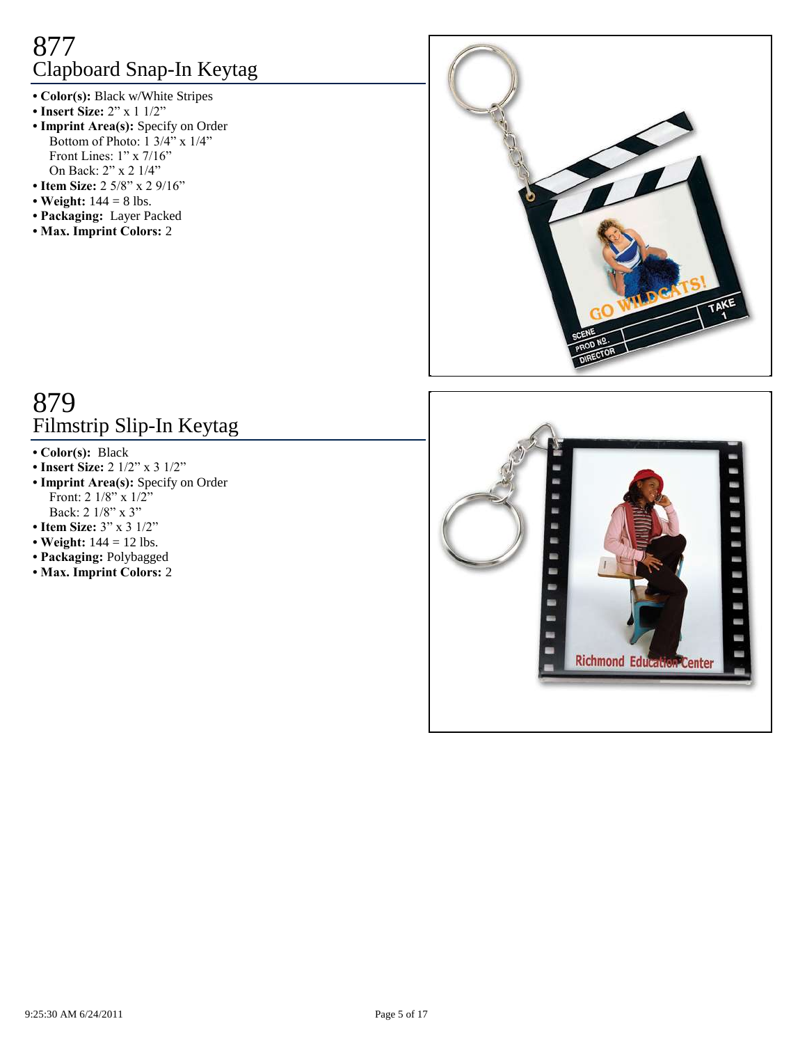# 877
## Clapboard Snap-In Keytag

- **Color(s):** Black w/White Stripes
- **Insert Size:** 2” x 1 1/2”
- **Imprint Area(s):** Specify on Order
  Bottom of Photo: 1 3/4” x 1/4”
  Front Lines: 1” x 7/16”
  On Back: 2” x 2 1/4”
- **Item Size:** 2 5/8” x 2 9/16”
- **Weight:** 144 = 8 lbs.
- **Packaging:** Layer Packed
- **Max. Imprint Colors:** 2

# 879
## Filmstrip Slip-In Keytag

- **Color(s):** Black
- **Insert Size:** 2 1/2” x 3 1/2”
- **Imprint Area(s):** Specify on Order
  Front: 2 1/8” x 1/2”
  Back: 2 1/8” x 3”
- **Item Size:** 3” x 3 1/2”
- **Weight:** 144 = 12 lbs.
- **Packaging:** Polybagged
- **Max. Imprint Colors:** 2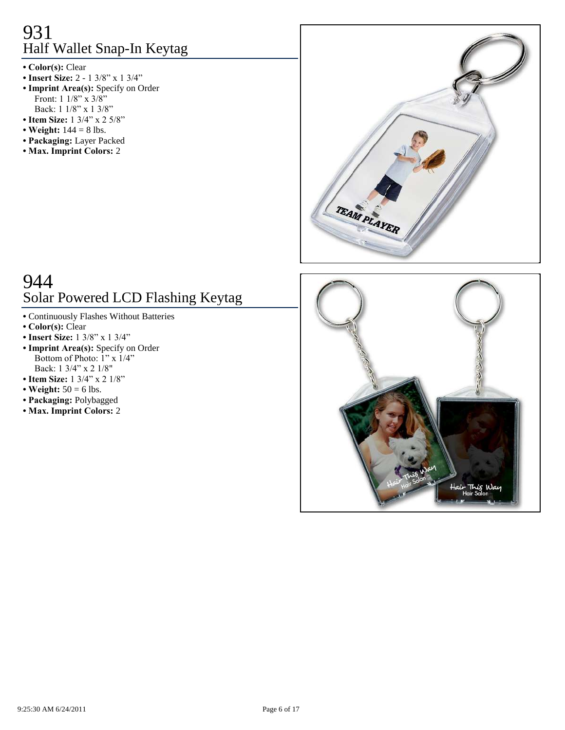# 931
## Half Wallet Snap-In Keytag

- **Color(s):** Clear
- **Insert Size:** 2 - 1 3/8" x 1 3/4"
- **Imprint Area(s):** Specify on Order
  Front: 1 1/8" x 3/8"
  Back: 1 1/8" x 1 3/8"
- **Item Size:** 1 3/4" x 2 5/8"
- **Weight:** 144 = 8 lbs.
- **Packaging:** Layer Packed
- **Max. Imprint Colors:** 2

# 944
## Solar Powered LCD Flashing Keytag

- Continuously Flashes Without Batteries
- **Color(s):** Clear
- **Insert Size:** 1 3/8" x 1 3/4"
- **Imprint Area(s):** Specify on Order
  Bottom of Photo: 1" x 1/4"
  Back: 1 3/4" x 2 1/8"
- **Item Size:** 1 3/4" x 2 1/8"
- **Weight:** 50 = 6 lbs.
- **Packaging:** Polybagged
- **Max. Imprint Colors:** 2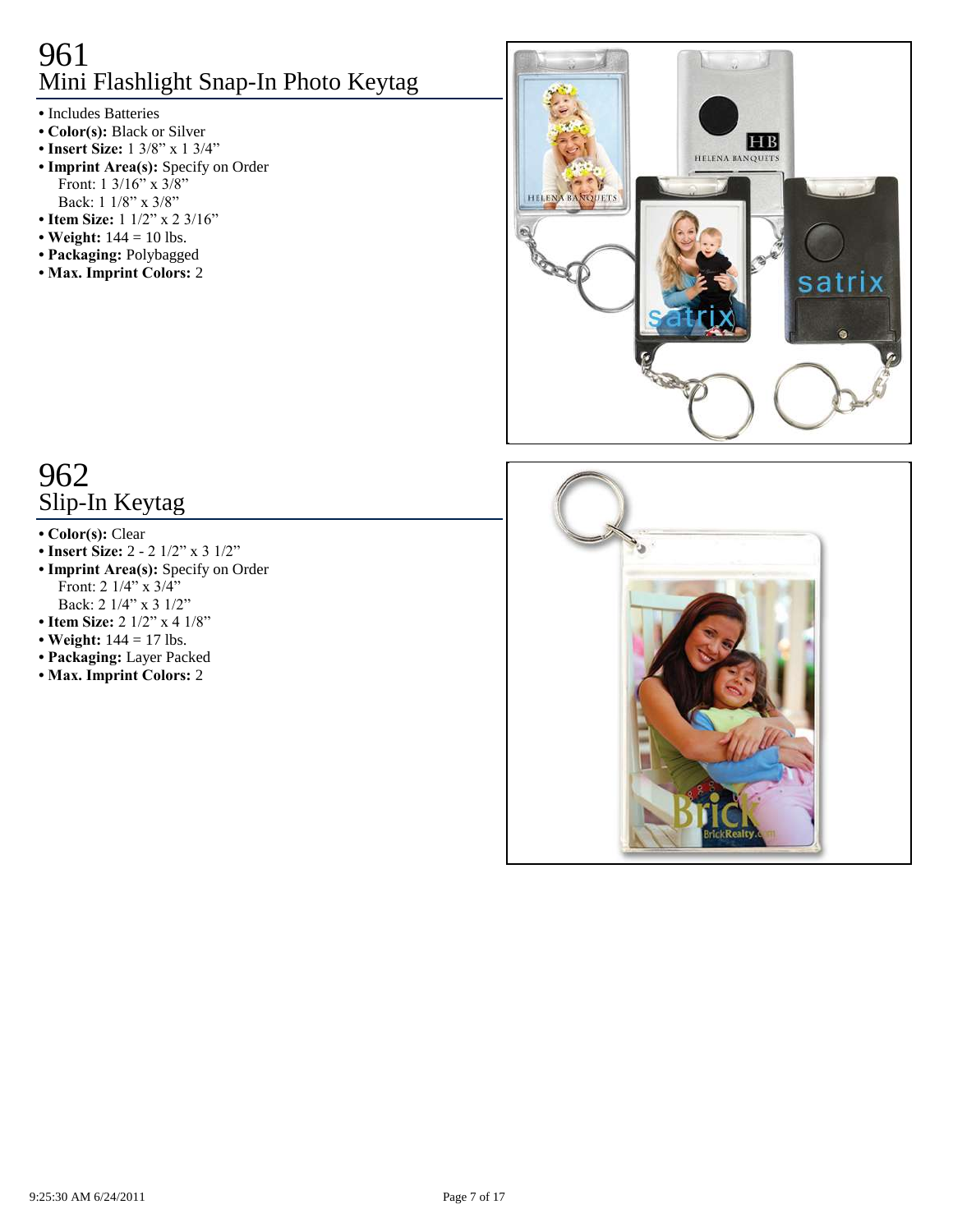# 961
## Mini Flashlight Snap-In Photo Keytag

- Includes Batteries
- **Color(s):** Black or Silver
- **Insert Size:** 1 3/8” x 1 3/4”
- **Imprint Area(s):** Specify on Order
  Front: 1 3/16” x 3/8”
  Back: 1 1/8” x 3/8”
- **Item Size:** 1 1/2” x 2 3/16”
- **Weight:** 144 = 10 lbs.
- **Packaging:** Polybagged
- **Max. Imprint Colors:** 2

# 962
## Slip-In Keytag

- **Color(s):** Clear
- **Insert Size:** 2 - 2 1/2” x 3 1/2”
- **Imprint Area(s):** Specify on Order
  Front: 2 1/4” x 3/4”
  Back: 2 1/4” x 3 1/2”
- **Item Size:** 2 1/2” x 4 1/8”
- **Weight:** 144 = 17 lbs.
- **Packaging:** Layer Packed
- **Max. Imprint Colors:** 2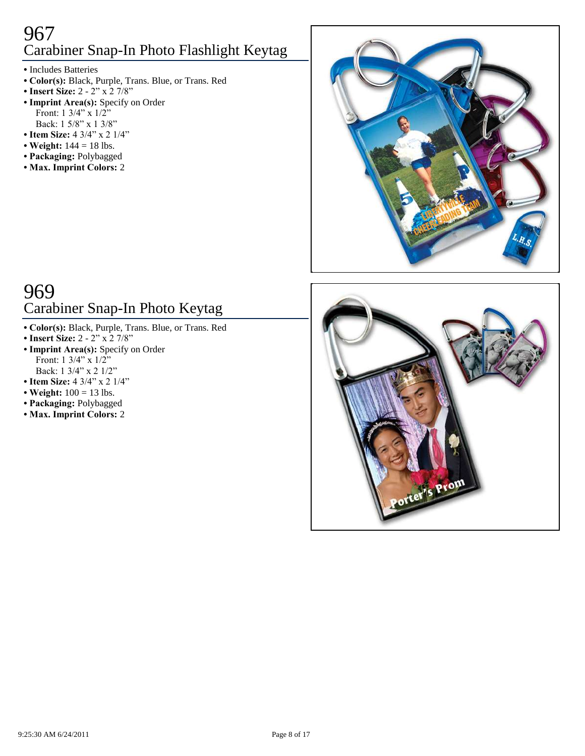# 967
## Carabiner Snap-In Photo Flashlight Keytag

- Includes Batteries
- **Color(s):** Black, Purple, Trans. Blue, or Trans. Red
- **Insert Size:** 2 - 2" x 2 7/8"
- **Imprint Area(s):** Specify on Order
  Front: 1 3/4" x 1/2"
  Back: 1 5/8" x 1 3/8"
- **Item Size:** 4 3/4" x 2 1/4"
- **Weight:** 144 = 18 lbs.
- **Packaging:** Polybagged
- **Max. Imprint Colors:** 2

# 969
## Carabiner Snap-In Photo Keytag

- **Color(s):** Black, Purple, Trans. Blue, or Trans. Red
- **Insert Size:** 2 - 2" x 2 7/8"
- **Imprint Area(s):** Specify on Order
  Front: 1 3/4" x 1/2"
  Back: 1 3/4" x 2 1/2"
- **Item Size:** 4 3/4" x 2 1/4"
- **Weight:** 100 = 13 lbs.
- **Packaging:** Polybagged
- **Max. Imprint Colors:** 2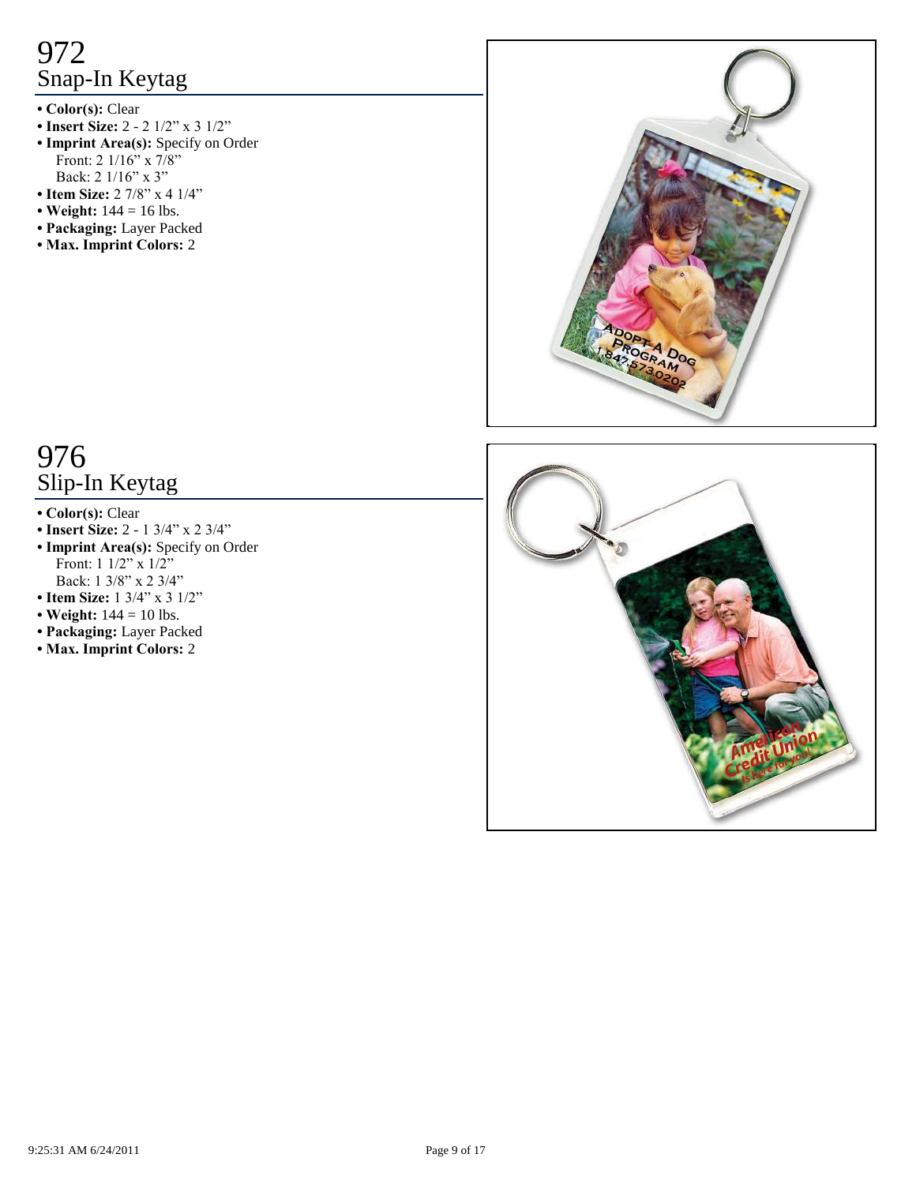# 972
## Snap-In Keytag

- **Color(s):** Clear
- **Insert Size:** 2 - 2 1/2" x 3 1/2"
- **Imprint Area(s):** Specify on Order
  Front: 2 1/16" x 7/8"
  Back: 2 1/16" x 3"
- **Item Size:** 2 7/8" x 4 1/4"
- **Weight:** 144 = 16 lbs.
- **Packaging:** Layer Packed
- **Max. Imprint Colors:** 2

# 976
## Slip-In Keytag

- **Color(s):** Clear
- **Insert Size:** 2 - 1 3/4" x 2 3/4"
- **Imprint Area(s):** Specify on Order
  Front: 1 1/2" x 1/2"
  Back: 1 3/8" x 2 3/4"
- **Item Size:** 1 3/4" x 3 1/2"
- **Weight:** 144 = 10 lbs.
- **Packaging:** Layer Packed
- **Max. Imprint Colors:** 2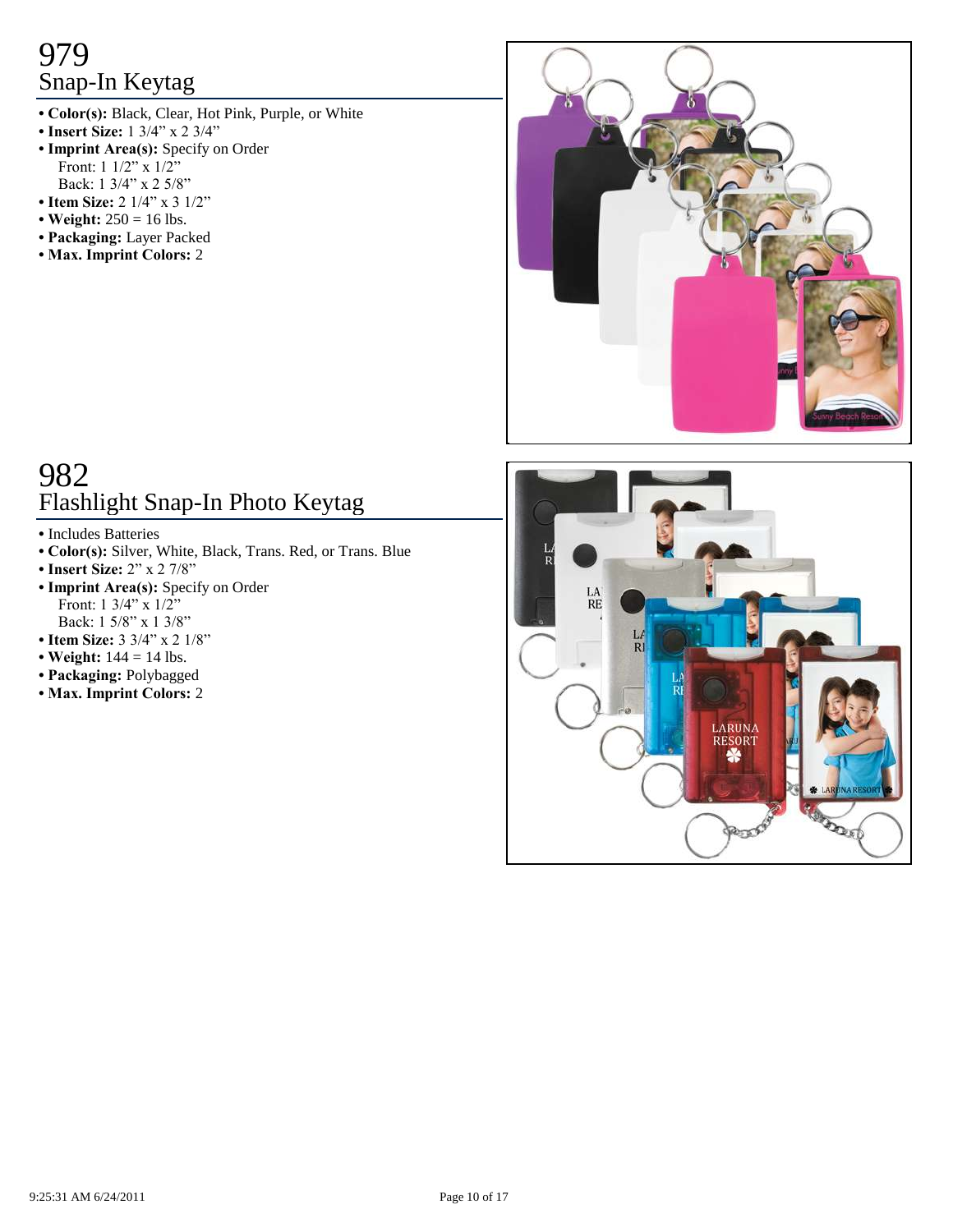# 979
## Snap-In Keytag

- **Color(s):** Black, Clear, Hot Pink, Purple, or White
- **Insert Size:** 1 3/4" x 2 3/4"
- **Imprint Area(s):** Specify on Order
  Front: 1 1/2" x 1/2"
  Back: 1 3/4" x 2 5/8"
- **Item Size:** 2 1/4" x 3 1/2"
- **Weight:** 250 = 16 lbs.
- **Packaging:** Layer Packed
- **Max. Imprint Colors:** 2

# 982
## Flashlight Snap-In Photo Keytag

- Includes Batteries
- **Color(s):** Silver, White, Black, Trans. Red, or Trans. Blue
- **Insert Size:** 2" x 2 7/8"
- **Imprint Area(s):** Specify on Order
  Front: 1 3/4" x 1/2"
  Back: 1 5/8" x 1 3/8"
- **Item Size:** 3 3/4" x 2 1/8"
- **Weight:** 144 = 14 lbs.
- **Packaging:** Polybagged
- **Max. Imprint Colors:** 2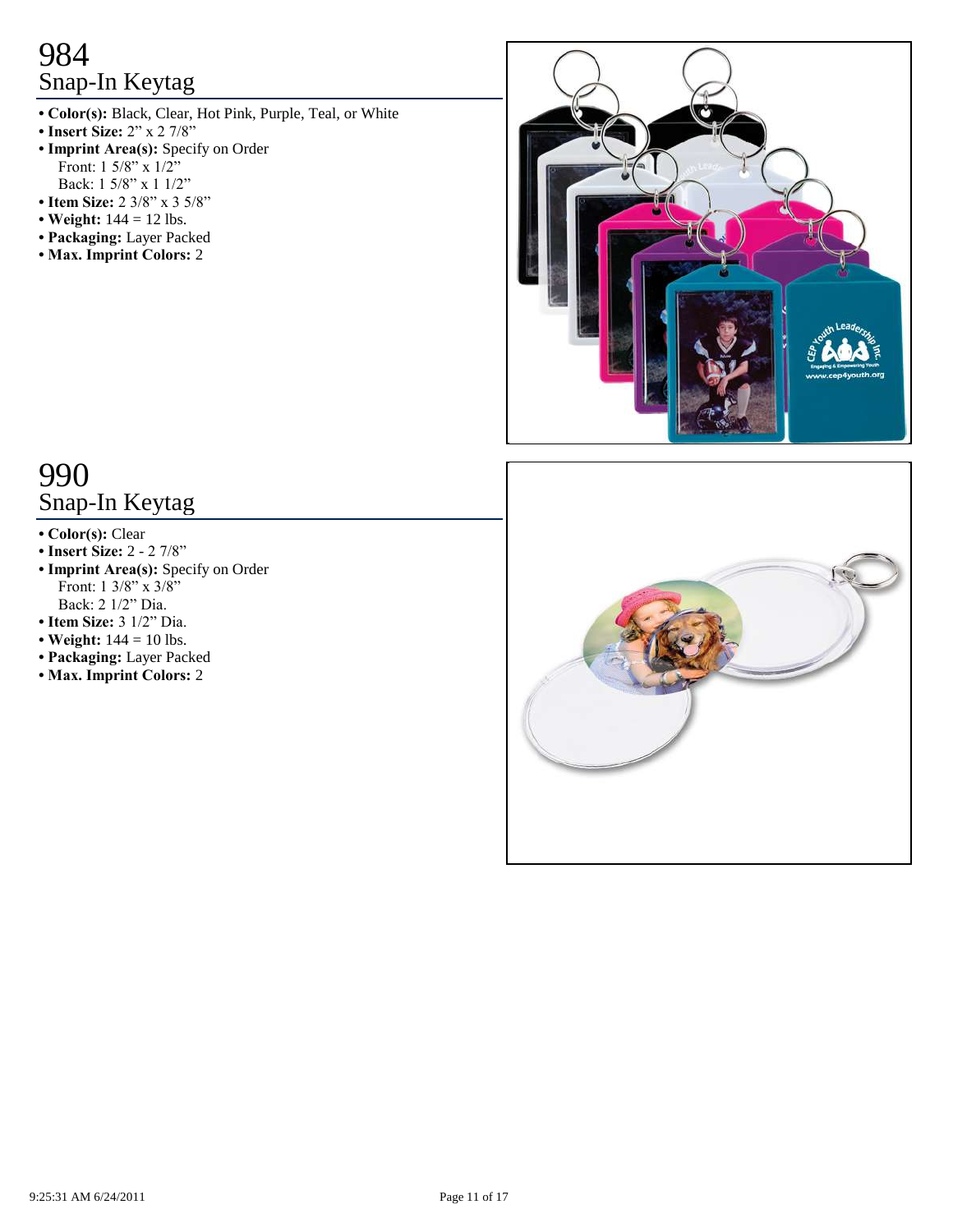# 984
## Snap-In Keytag

- **Color(s):** Black, Clear, Hot Pink, Purple, Teal, or White
- **Insert Size:** 2” x 2 7/8”
- **Imprint Area(s):** Specify on Order
  Front: 1 5/8” x 1/2”
  Back: 1 5/8” x 1 1/2”
- **Item Size:** 2 3/8” x 3 5/8”
- **Weight:** 144 = 12 lbs.
- **Packaging:** Layer Packed
- **Max. Imprint Colors:** 2

# 990
## Snap-In Keytag

- **Color(s):** Clear
- **Insert Size:** 2 - 2 7/8”
- **Imprint Area(s):** Specify on Order
  Front: 1 3/8” x 3/8”
  Back: 2 1/2” Dia.
- **Item Size:** 3 1/2” Dia.
- **Weight:** 144 = 10 lbs.
- **Packaging:** Layer Packed
- **Max. Imprint Colors:** 2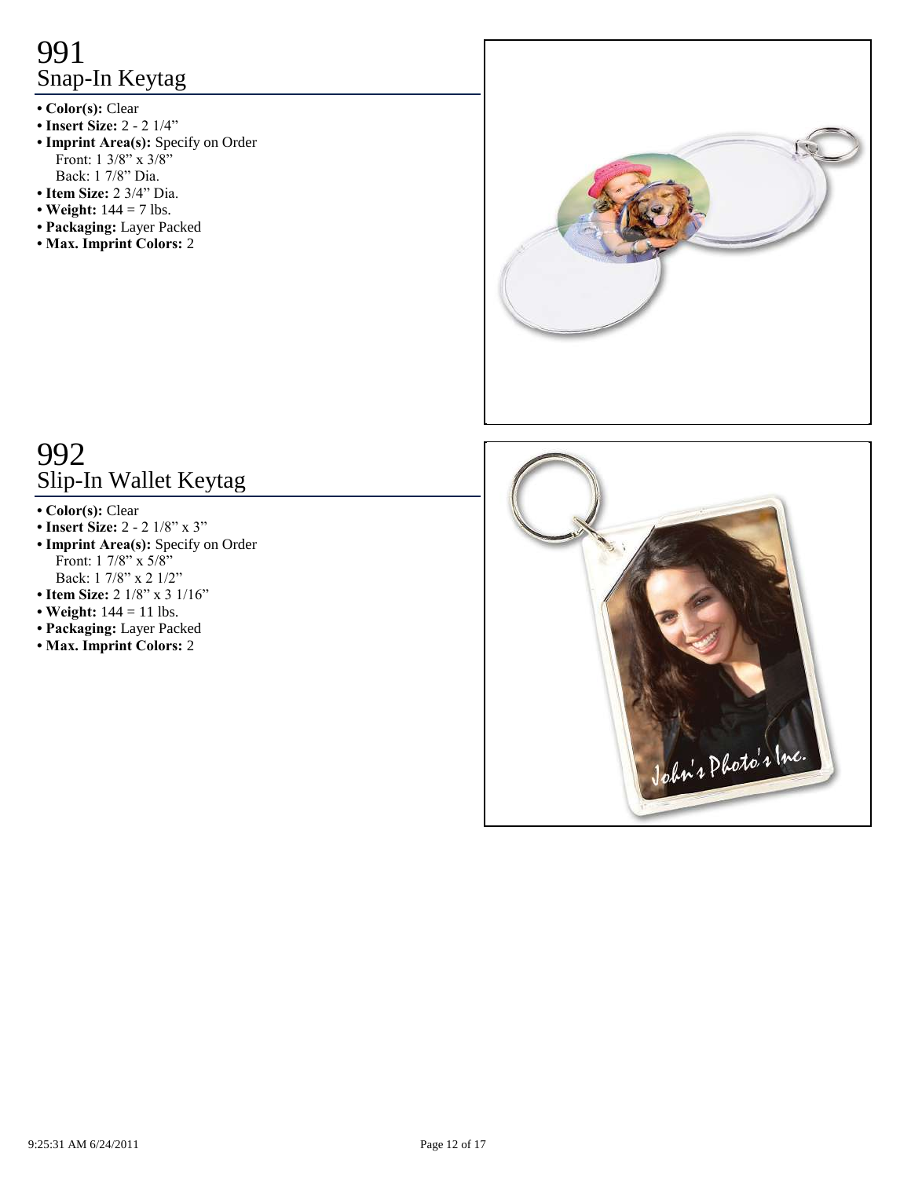# 991
## Snap-In Keytag

- **Color(s):** Clear
- **Insert Size:** 2 - 2 1/4"
- **Imprint Area(s):** Specify on Order
  Front: 1 3/8" x 3/8"
  Back: 1 7/8" Dia.
- **Item Size:** 2 3/4" Dia.
- **Weight:** 144 = 7 lbs.
- **Packaging:** Layer Packed
- **Max. Imprint Colors:** 2

# 992
## Slip-In Wallet Keytag

- **Color(s):** Clear
- **Insert Size:** 2 - 2 1/8" x 3"
- **Imprint Area(s):** Specify on Order
  Front: 1 7/8" x 5/8"
  Back: 1 7/8" x 2 1/2"
- **Item Size:** 2 1/8" x 3 1/16"
- **Weight:** 144 = 11 lbs.
- **Packaging:** Layer Packed
- **Max. Imprint Colors:** 2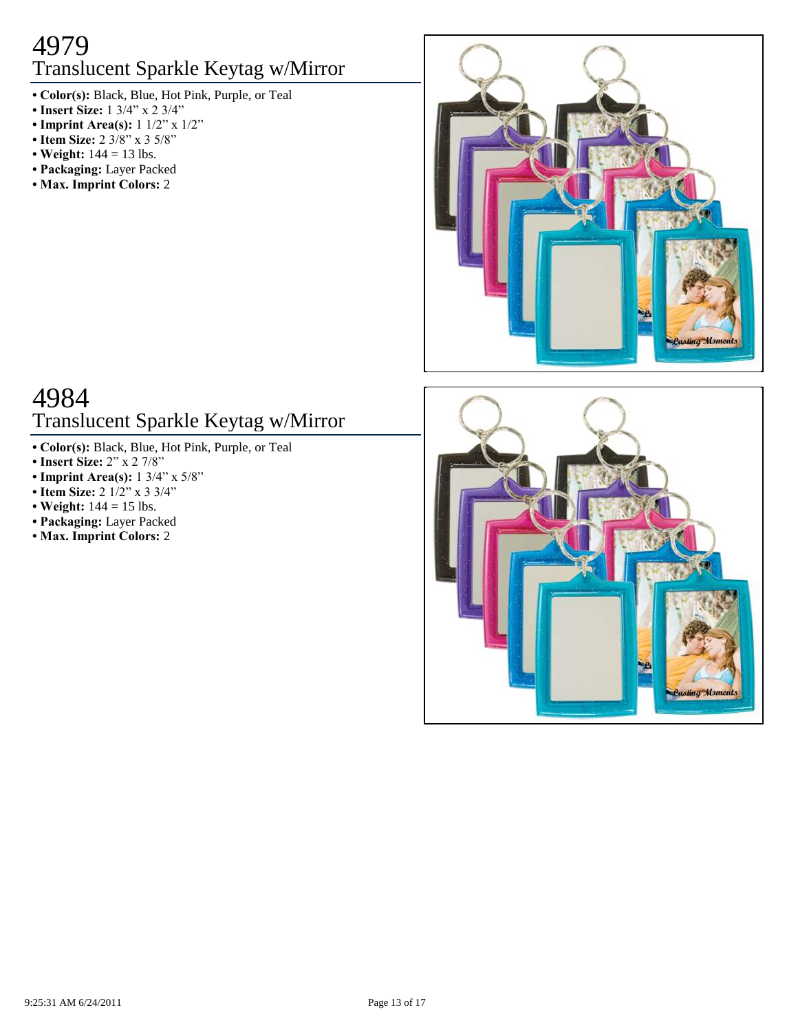# 4979
## Translucent Sparkle Keytag w/Mirror

- **Color(s):** Black, Blue, Hot Pink, Purple, or Teal
- **Insert Size:** 1 3/4" x 2 3/4"
- **Imprint Area(s):** 1 1/2" x 1/2"
- **Item Size:** 2 3/8" x 3 5/8"
- **Weight:** 144 = 13 lbs.
- **Packaging:** Layer Packed
- **Max. Imprint Colors:** 2

# 4984
## Translucent Sparkle Keytag w/Mirror

- **Color(s):** Black, Blue, Hot Pink, Purple, or Teal
- **Insert Size:** 2" x 2 7/8"
- **Imprint Area(s):** 1 3/4" x 5/8"
- **Item Size:** 2 1/2" x 3 3/4"
- **Weight:** 144 = 15 lbs.
- **Packaging:** Layer Packed
- **Max. Imprint Colors:** 2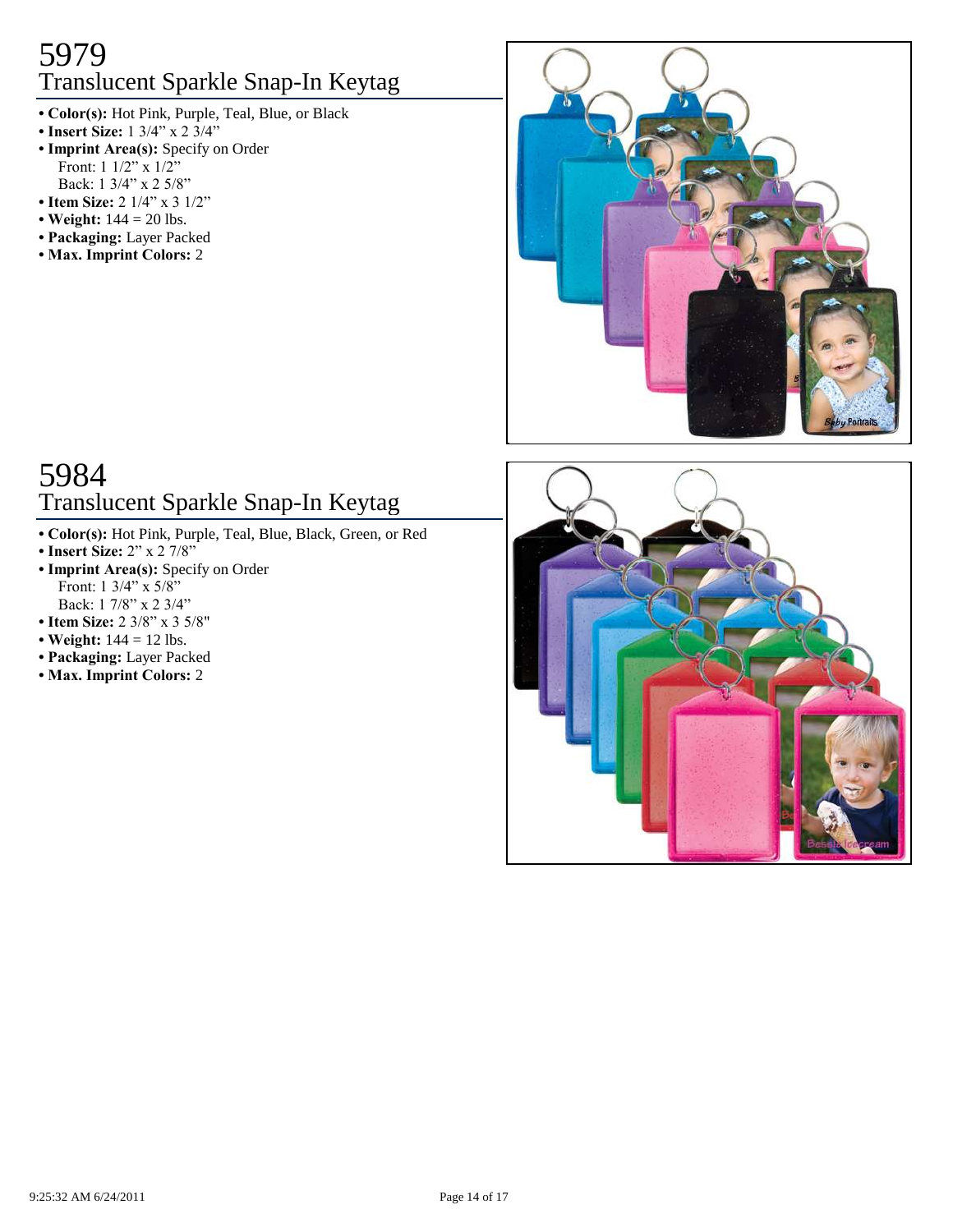# 5979
## Translucent Sparkle Snap-In Keytag

- **Color(s):** Hot Pink, Purple, Teal, Blue, or Black
- **Insert Size:** 1 3/4” x 2 3/4”
- **Imprint Area(s):** Specify on Order
  Front: 1 1/2” x 1/2”
  Back: 1 3/4” x 2 5/8”
- **Item Size:** 2 1/4” x 3 1/2”
- **Weight:** 144 = 20 lbs.
- **Packaging:** Layer Packed
- **Max. Imprint Colors:** 2

# 5984
## Translucent Sparkle Snap-In Keytag

- **Color(s):** Hot Pink, Purple, Teal, Blue, Black, Green, or Red
- **Insert Size:** 2” x 2 7/8”
- **Imprint Area(s):** Specify on Order
  Front: 1 3/4” x 5/8”
  Back: 1 7/8” x 2 3/4”
- **Item Size:** 2 3/8” x 3 5/8"
- **Weight:** 144 = 12 lbs.
- **Packaging:** Layer Packed
- **Max. Imprint Colors:** 2

9:25:32 AM 6/24/2011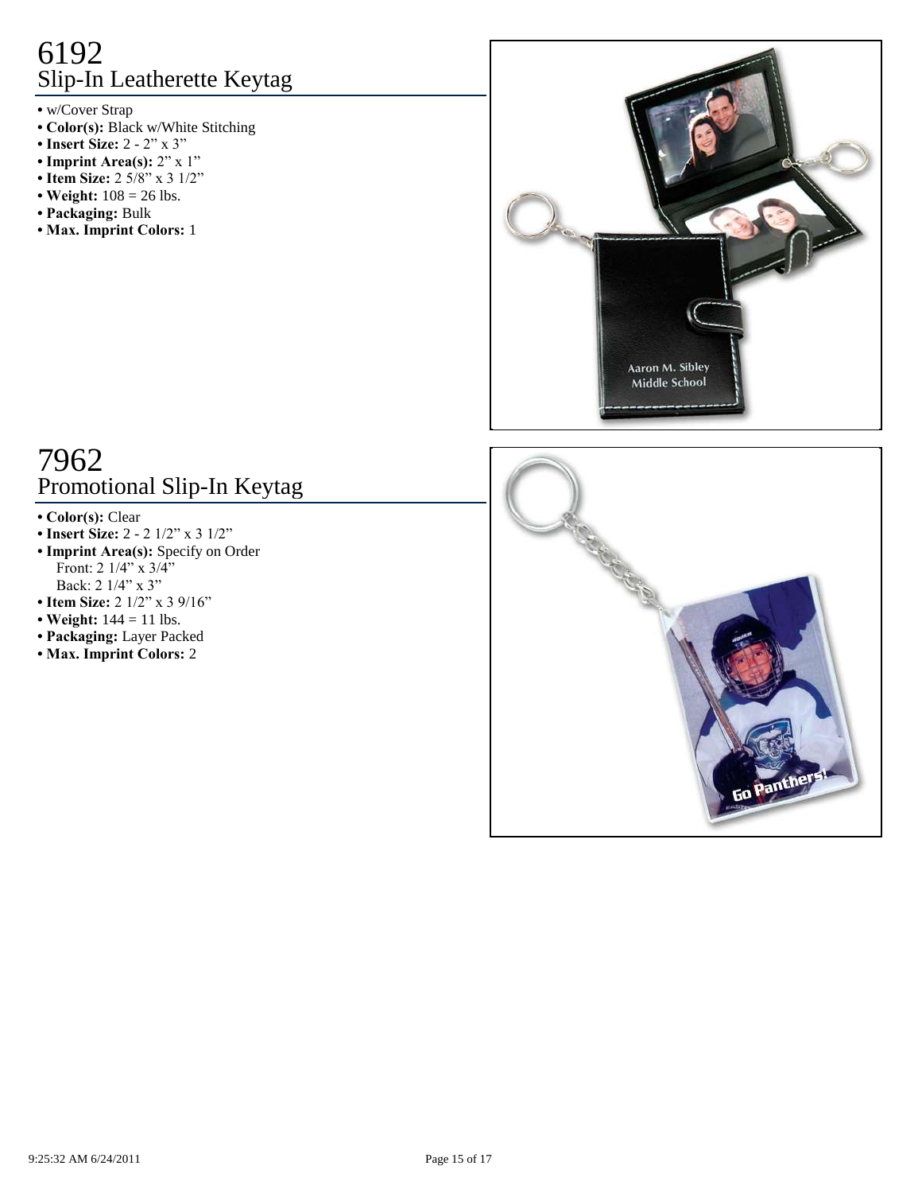# 6192
## Slip-In Leatherette Keytag

- w/Cover Strap
- **Color(s):** Black w/White Stitching
- **Insert Size:** 2 - 2" x 3"
- **Imprint Area(s):** 2" x 1"
- **Item Size:** 2 5/8" x 3 1/2"
- **Weight:** 108 = 26 lbs.
- **Packaging:** Bulk
- **Max. Imprint Colors:** 1

# 7962
## Promotional Slip-In Keytag

- **Color(s):** Clear
- **Insert Size:** 2 - 2 1/2" x 3 1/2"
- **Imprint Area(s):** Specify on Order
  Front: 2 1/4" x 3/4"
  Back: 2 1/4" x 3"
- **Item Size:** 2 1/2" x 3 9/16"
- **Weight:** 144 = 11 lbs.
- **Packaging:** Layer Packed
- **Max. Imprint Colors:** 2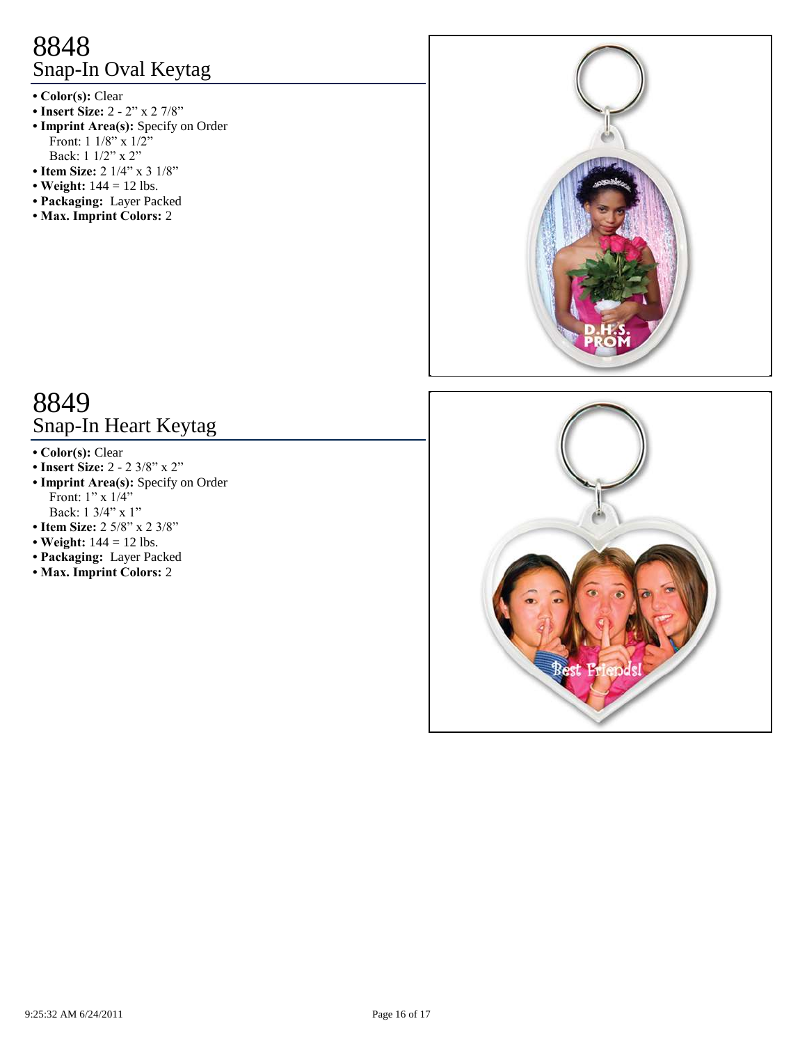# 8848
## Snap-In Oval Keytag

- **Color(s):** Clear
- **Insert Size:** 2 - 2" x 2 7/8"
- **Imprint Area(s):** Specify on Order
  Front: 1 1/8" x 1/2"
  Back: 1 1/2" x 2"
- **Item Size:** 2 1/4" x 3 1/8"
- **Weight:** 144 = 12 lbs.
- **Packaging:** Layer Packed
- **Max. Imprint Colors:** 2

# 8849
## Snap-In Heart Keytag

- **Color(s):** Clear
- **Insert Size:** 2 - 2 3/8" x 2"
- **Imprint Area(s):** Specify on Order
  Front: 1" x 1/4"
  Back: 1 3/4" x 1"
- **Item Size:** 2 5/8" x 2 3/8"
- **Weight:** 144 = 12 lbs.
- **Packaging:** Layer Packed
- **Max. Imprint Colors:** 2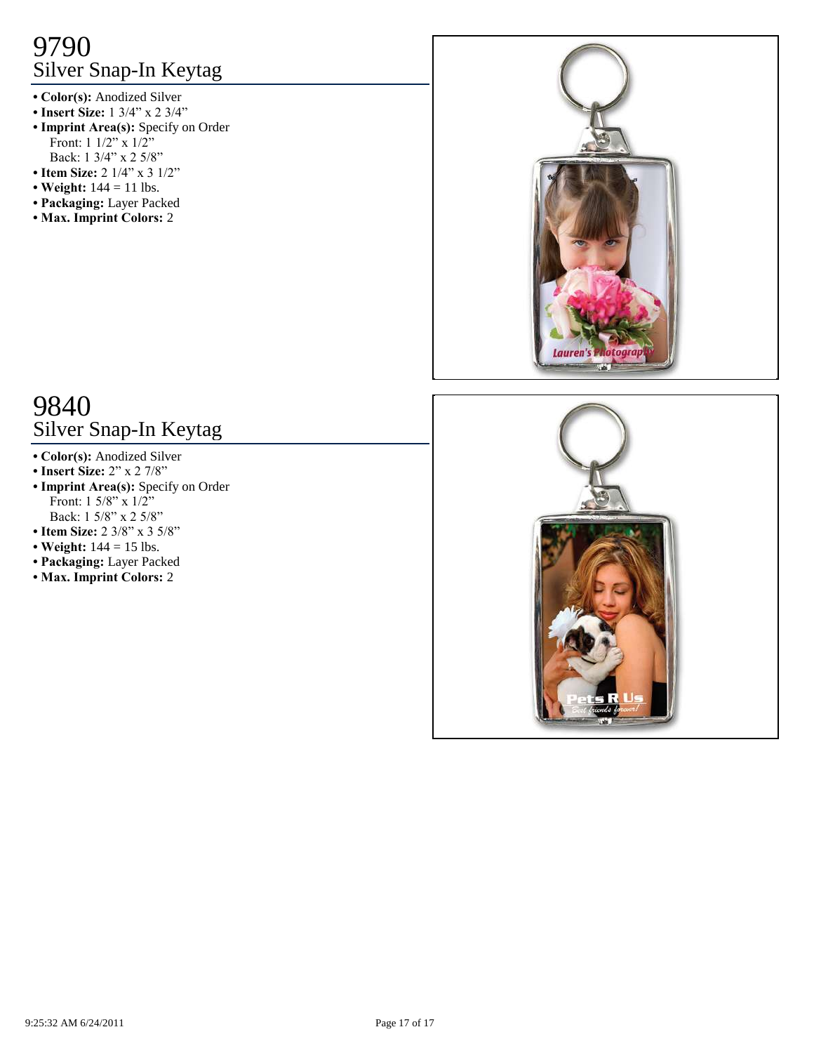# 9790
## Silver Snap-In Keytag

- **Color(s):** Anodized Silver
- **Insert Size:** 1 3/4” x 2 3/4”
- **Imprint Area(s):** Specify on Order
  Front: 1 1/2” x 1/2”
  Back: 1 3/4” x 2 5/8”
- **Item Size:** 2 1/4” x 3 1/2”
- **Weight:** 144 = 11 lbs.
- **Packaging:** Layer Packed
- **Max. Imprint Colors:** 2

# 9840
## Silver Snap-In Keytag

- **Color(s):** Anodized Silver
- **Insert Size:** 2” x 2 7/8”
- **Imprint Area(s):** Specify on Order
  Front: 1 5/8” x 1/2”
  Back: 1 5/8” x 2 5/8”
- **Item Size:** 2 3/8” x 3 5/8”
- **Weight:** 144 = 15 lbs.
- **Packaging:** Layer Packed
- **Max. Imprint Colors:** 2